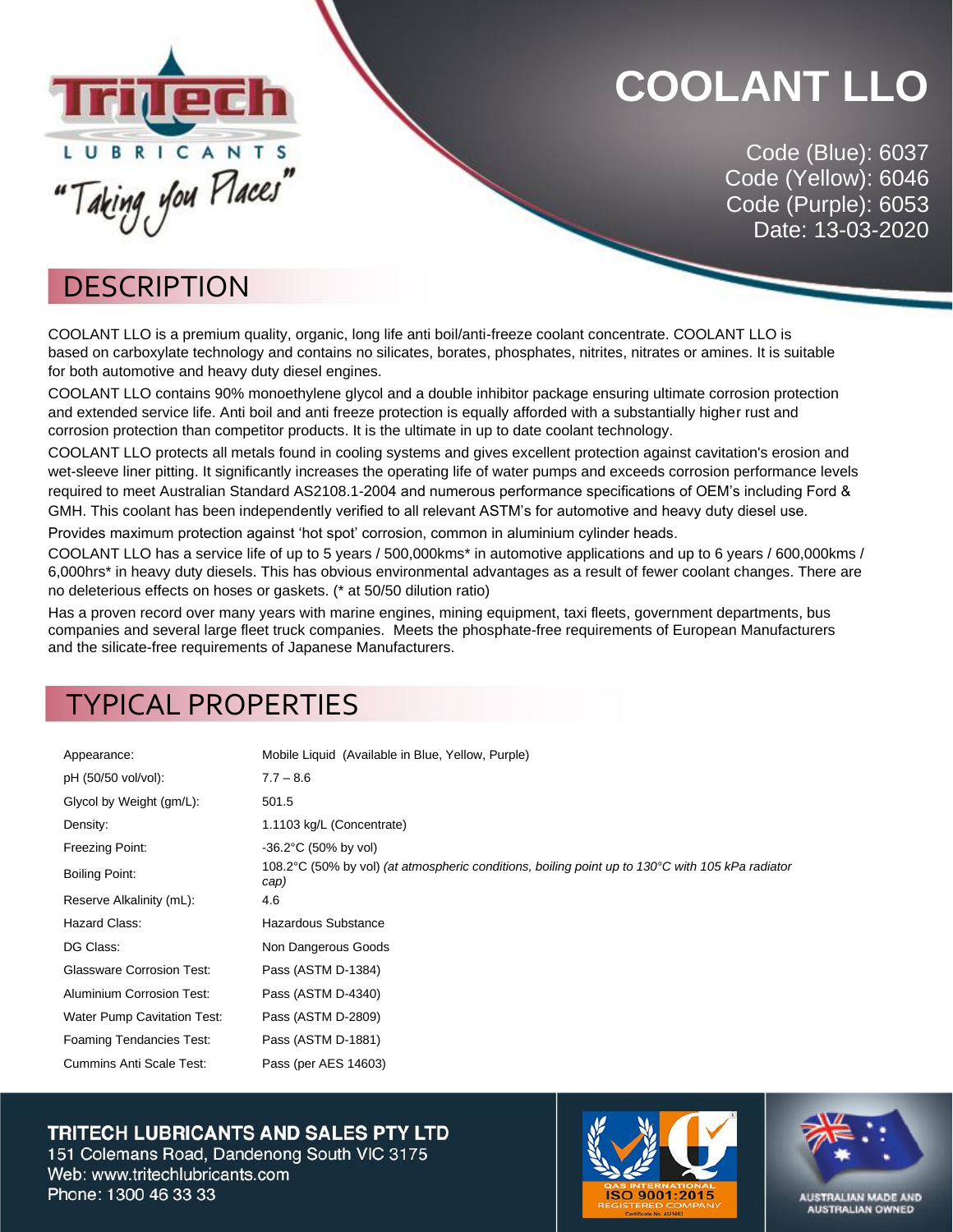# COOLANT LLO

Code (Blue): 6037
Code (Yellow): 6046
Code (Purple): 6053
Date: 13-03-2020

TriTech LUBRICANTS "Taking you Places"

## DESCRIPTION

COOLANT LLO is a premium quality, organic, long life anti boil/anti-freeze coolant concentrate. COOLANT LLO is based on carboxylate technology and contains no silicates, borates, phosphates, nitrites, nitrates or amines. It is suitable for both automotive and heavy duty diesel engines.

COOLANT LLO contains 90% monoethylene glycol and a double inhibitor package ensuring ultimate corrosion protection and extended service life. Anti boil and anti freeze protection is equally afforded with a substantially higher rust and corrosion protection than competitor products. It is the ultimate in up to date coolant technology.

COOLANT LLO protects all metals found in cooling systems and gives excellent protection against cavitation's erosion and wet-sleeve liner pitting. It significantly increases the operating life of water pumps and exceeds corrosion performance levels required to meet Australian Standard AS2108.1-2004 and numerous performance specifications of OEM's including Ford & GMH. This coolant has been independently verified to all relevant ASTM's for automotive and heavy duty diesel use.

Provides maximum protection against 'hot spot' corrosion, common in aluminium cylinder heads.

COOLANT LLO has a service life of up to 5 years / 500,000kms* in automotive applications and up to 6 years / 600,000kms / 6,000hrs* in heavy duty diesels. This has obvious environmental advantages as a result of fewer coolant changes. There are no deleterious effects on hoses or gaskets. (* at 50/50 dilution ratio)

Has a proven record over many years with marine engines, mining equipment, taxi fleets, government departments, bus companies and several large fleet truck companies. Meets the phosphate-free requirements of European Manufacturers and the silicate-free requirements of Japanese Manufacturers.

## TYPICAL PROPERTIES

| Property | Value |
|---|---|
| Appearance: | Mobile Liquid (Available in Blue, Yellow, Purple) |
| pH (50/50 vol/vol): | 7.7 – 8.6 |
| Glycol by Weight (gm/L): | 501.5 |
| Density: | 1.1103 kg/L (Concentrate) |
| Freezing Point: | -36.2°C (50% by vol) |
| Boiling Point: | 108.2°C (50% by vol) *(at atmospheric conditions, boiling point up to 130°C with 105 kPa radiator cap)* |
| Reserve Alkalinity (mL): | 4.6 |
| Hazard Class: | Hazardous Substance |
| DG Class: | Non Dangerous Goods |
| Glassware Corrosion Test: | Pass (ASTM D-1384) |
| Aluminium Corrosion Test: | Pass (ASTM D-4340) |
| Water Pump Cavitation Test: | Pass (ASTM D-2809) |
| Foaming Tendancies Test: | Pass (ASTM D-1881) |
| Cummins Anti Scale Test: | Pass (per AES 14603) |

**TRITECH LUBRICANTS AND SALES PTY LTD**
151 Colemans Road, Dandenong South VIC 3175
Web: www.tritechlubricants.com
Phone: 1300 46 33 33

QAS INTERNATIONAL ISO 9001:2015 REGISTERED COMPANY Certificate No. AU1663

AUSTRALIAN MADE AND AUSTRALIAN OWNED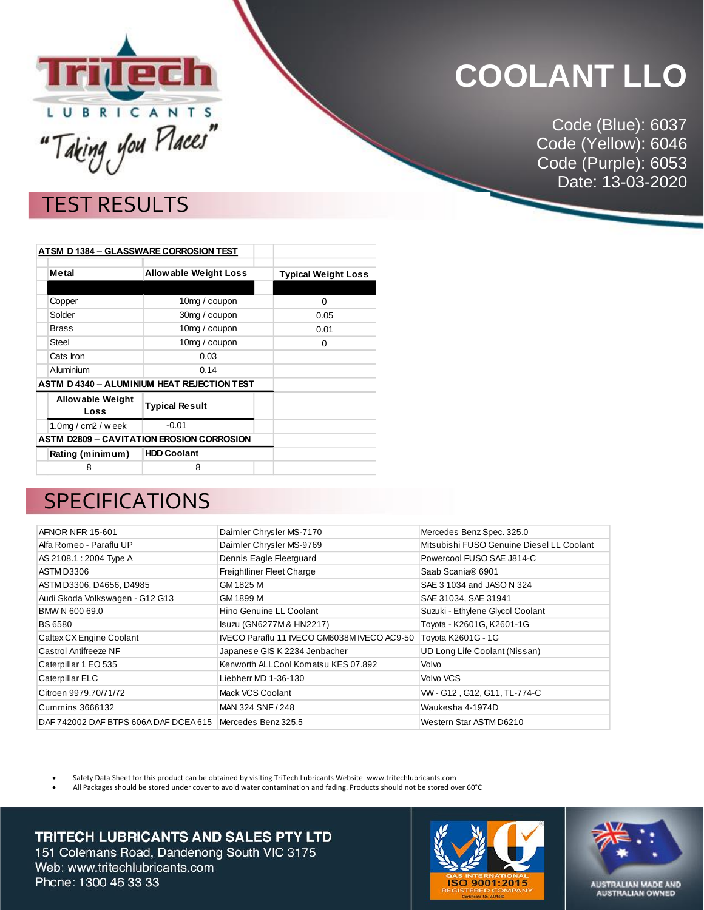# COOLANT LLO

Code (Blue): 6037
Code (Yellow): 6046
Code (Purple): 6053
Date: 13-03-2020

## TEST RESULTS

| ATSM D 1384 – GLASSWARE CORROSION TEST | | |
|---|---|---|
| **Metal** | **Allowable Weight Loss** | **Typical Weight Loss** |
| Copper | 10mg / coupon | 0 |
| Solder | 30mg / coupon | 0.05 |
| Brass | 10mg / coupon | 0.01 |
| Steel | 10mg / coupon | 0 |
| Cats Iron | 0.03 | |
| Aluminium | 0.14 | |

| ASTM D 4340 – ALUMINIUM HEAT REJECTION TEST | |
|---|---|
| **Allowable Weight Loss** | **Typical Result** |
| 1.0mg / cm2 / week | -0.01 |

| ASTM D2809 – CAVITATION EROSION CORROSION | |
|---|---|
| **Rating (minimum)** | **HDD Coolant** |
| 8 | 8 |

## SPECIFICATIONS

| | | |
|---|---|---|
| AFNOR NFR 15-601 | Daimler Chrysler MS-7170 | Mercedes Benz Spec. 325.0 |
| Alfa Romeo - Paraflu UP | Daimler Chrysler MS-9769 | Mitsubishi FUSO Genuine Diesel LL Coolant |
| AS 2108.1 : 2004 Type A | Dennis Eagle Fleetguard | Powercool FUSO SAE J814-C |
| ASTM D3306 | Freightliner Fleet Charge | Saab Scania® 6901 |
| ASTM D3306, D4656, D4985 | GM 1825 M | SAE 3 1034 and JASO N 324 |
| Audi Skoda Volkswagen - G12 G13 | GM 1899 M | SAE 31034, SAE 31941 |
| BMW N 600 69.0 | Hino Genuine LL Coolant | Suzuki - Ethylene Glycol Coolant |
| BS 6580 | Isuzu (GN6277M & HN2217) | Toyota - K2601G, K2601-1G |
| Caltex CX Engine Coolant | IVECO Paraflu 11 IVECO GM6038M IVECO AC9-50 | Toyota K2601G - 1G |
| Castrol Antifreeze NF | Japanese GIS K 2234 Jenbacher | UD Long Life Coolant (Nissan) |
| Caterpillar 1 EO 535 | Kenworth ALLCool Komatsu KES 07.892 | Volvo |
| Caterpillar ELC | Liebherr MD 1-36-130 | Volvo VCS |
| Citroen 9979.70/71/72 | Mack VCS Coolant | VW - G12 , G12, G11, TL-774-C |
| Cummins 3666132 | MAN 324 SNF / 248 | Waukesha 4-1974D |
| DAF 742002 DAF BTPS 606A DAF DCEA 615 | Mercedes Benz 325.5 | Western Star ASTM D6210 |

- Safety Data Sheet for this product can be obtained by visiting TriTech Lubricants Website www.tritechlubricants.com
- All Packages should be stored under cover to avoid water contamination and fading. Products should not be stored over 60°C

**TRITECH LUBRICANTS AND SALES PTY LTD**
151 Colemans Road, Dandenong South VIC 3175
Web: www.tritechlubricants.com
Phone: 1300 46 33 33

QAS INTERNATIONAL ISO 9001:2015 REGISTERED COMPANY

AUSTRALIAN MADE AND AUSTRALIAN OWNED